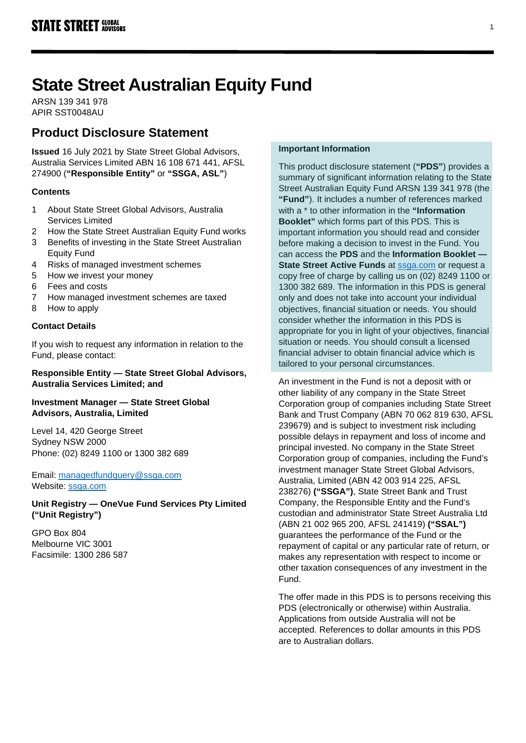# State Street Australian Equity Fund

ARSN 139 341 978
APIR SST0048AU

## Product Disclosure Statement

**Issued** 16 July 2021 by State Street Global Advisors, Australia Services Limited ABN 16 108 671 441, AFSL 274900 (**"Responsible Entity"** or **"SSGA, ASL"**)

### Contents

1. About State Street Global Advisors, Australia Services Limited
2. How the State Street Australian Equity Fund works
3. Benefits of investing in the State Street Australian Equity Fund
4. Risks of managed investment schemes
5. How we invest your money
6. Fees and costs
7. How managed investment schemes are taxed
8. How to apply

### Contact Details

If you wish to request any information in relation to the Fund, please contact:

**Responsible Entity — State Street Global Advisors, Australia Services Limited; and**

**Investment Manager — State Street Global Advisors, Australia, Limited**

Level 14, 420 George Street
Sydney NSW 2000
Phone: (02) 8249 1100 or 1300 382 689

Email: managedfundquery@ssga.com
Website: ssga.com

**Unit Registry — OneVue Fund Services Pty Limited ("Unit Registry")**

GPO Box 804
Melbourne VIC 3001
Facsimile: 1300 286 587

**Important Information**

This product disclosure statement (**"PDS"**) provides a summary of significant information relating to the State Street Australian Equity Fund ARSN 139 341 978 (the **"Fund"**). It includes a number of references marked with a * to other information in the **"Information Booklet"** which forms part of this PDS. This is important information you should read and consider before making a decision to invest in the Fund. You can access the **PDS** and the **Information Booklet — State Street Active Funds** at ssga.com or request a copy free of charge by calling us on (02) 8249 1100 or 1300 382 689. The information in this PDS is general only and does not take into account your individual objectives, financial situation or needs. You should consider whether the information in this PDS is appropriate for you in light of your objectives, financial situation or needs. You should consult a licensed financial adviser to obtain financial advice which is tailored to your personal circumstances.

An investment in the Fund is not a deposit with or other liability of any company in the State Street Corporation group of companies including State Street Bank and Trust Company (ABN 70 062 819 630, AFSL 239679) and is subject to investment risk including possible delays in repayment and loss of income and principal invested. No company in the State Street Corporation group of companies, including the Fund's investment manager State Street Global Advisors, Australia, Limited (ABN 42 003 914 225, AFSL 238276) **("SSGA")**, State Street Bank and Trust Company, the Responsible Entity and the Fund's custodian and administrator State Street Australia Ltd (ABN 21 002 965 200, AFSL 241419) **("SSAL")** guarantees the performance of the Fund or the repayment of capital or any particular rate of return, or makes any representation with respect to income or other taxation consequences of any investment in the Fund.

The offer made in this PDS is to persons receiving this PDS (electronically or otherwise) within Australia. Applications from outside Australia will not be accepted. References to dollar amounts in this PDS are to Australian dollars.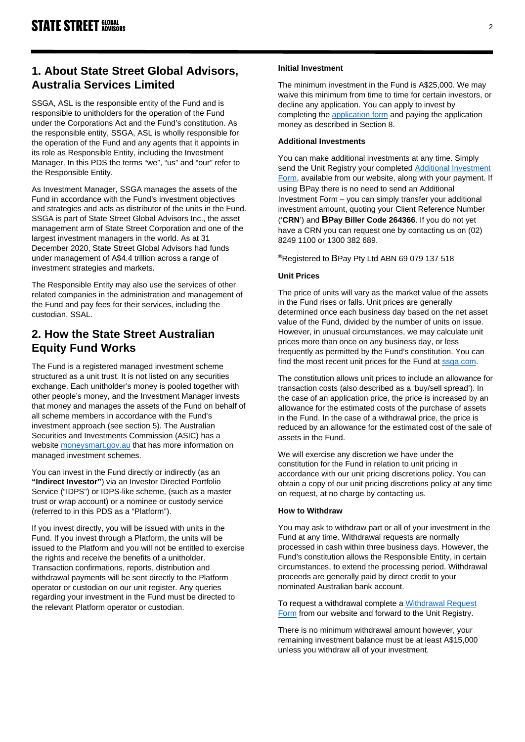## 1. About State Street Global Advisors, Australia Services Limited

SSGA, ASL is the responsible entity of the Fund and is responsible to unitholders for the operation of the Fund under the Corporations Act and the Fund's constitution. As the responsible entity, SSGA, ASL is wholly responsible for the operation of the Fund and any agents that it appoints in its role as Responsible Entity, including the Investment Manager. In this PDS the terms "we", "us" and "our" refer to the Responsible Entity.

As Investment Manager, SSGA manages the assets of the Fund in accordance with the Fund's investment objectives and strategies and acts as distributor of the units in the Fund. SSGA is part of State Street Global Advisors Inc., the asset management arm of State Street Corporation and one of the largest investment managers in the world. As at 31 December 2020, State Street Global Advisors had funds under management of A$4.4 trillion across a range of investment strategies and markets.

The Responsible Entity may also use the services of other related companies in the administration and management of the Fund and pay fees for their services, including the custodian, SSAL.

## 2. How the State Street Australian Equity Fund Works

The Fund is a registered managed investment scheme structured as a unit trust. It is not listed on any securities exchange. Each unitholder's money is pooled together with other people's money, and the Investment Manager invests that money and manages the assets of the Fund on behalf of all scheme members in accordance with the Fund's investment approach (see section 5). The Australian Securities and Investments Commission (ASIC) has a website moneysmart.gov.au that has more information on managed investment schemes.

You can invest in the Fund directly or indirectly (as an **"Indirect Investor"**) via an Investor Directed Portfolio Service ("IDPS") or IDPS-like scheme, (such as a master trust or wrap account) or a nominee or custody service (referred to in this PDS as a "Platform").

If you invest directly, you will be issued with units in the Fund. If you invest through a Platform, the units will be issued to the Platform and you will not be entitled to exercise the rights and receive the benefits of a unitholder. Transaction confirmations, reports, distribution and withdrawal payments will be sent directly to the Platform operator or custodian on our unit register. Any queries regarding your investment in the Fund must be directed to the relevant Platform operator or custodian.

**Initial Investment**

The minimum investment in the Fund is A$25,000. We may waive this minimum from time to time for certain investors, or decline any application. You can apply to invest by completing the application form and paying the application money as described in Section 8.

**Additional Investments**

You can make additional investments at any time. Simply send the Unit Registry your completed Additional Investment Form, available from our website, along with your payment. If using BPay there is no need to send an Additional Investment Form – you can simply transfer your additional investment amount, quoting your Client Reference Number ('**CRN**') and **BPay Biller Code 264366**. If you do not yet have a CRN you can request one by contacting us on (02) 8249 1100 or 1300 382 689.

®Registered to BPay Pty Ltd ABN 69 079 137 518

**Unit Prices**

The price of units will vary as the market value of the assets in the Fund rises or falls. Unit prices are generally determined once each business day based on the net asset value of the Fund, divided by the number of units on issue. However, in unusual circumstances, we may calculate unit prices more than once on any business day, or less frequently as permitted by the Fund's constitution. You can find the most recent unit prices for the Fund at ssga.com.

The constitution allows unit prices to include an allowance for transaction costs (also described as a 'buy/sell spread'). In the case of an application price, the price is increased by an allowance for the estimated costs of the purchase of assets in the Fund. In the case of a withdrawal price, the price is reduced by an allowance for the estimated cost of the sale of assets in the Fund.

We will exercise any discretion we have under the constitution for the Fund in relation to unit pricing in accordance with our unit pricing discretions policy. You can obtain a copy of our unit pricing discretions policy at any time on request, at no charge by contacting us.

**How to Withdraw**

You may ask to withdraw part or all of your investment in the Fund at any time. Withdrawal requests are normally processed in cash within three business days. However, the Fund's constitution allows the Responsible Entity, in certain circumstances, to extend the processing period. Withdrawal proceeds are generally paid by direct credit to your nominated Australian bank account.

To request a withdrawal complete a Withdrawal Request Form from our website and forward to the Unit Registry.

There is no minimum withdrawal amount however, your remaining investment balance must be at least A$15,000 unless you withdraw all of your investment.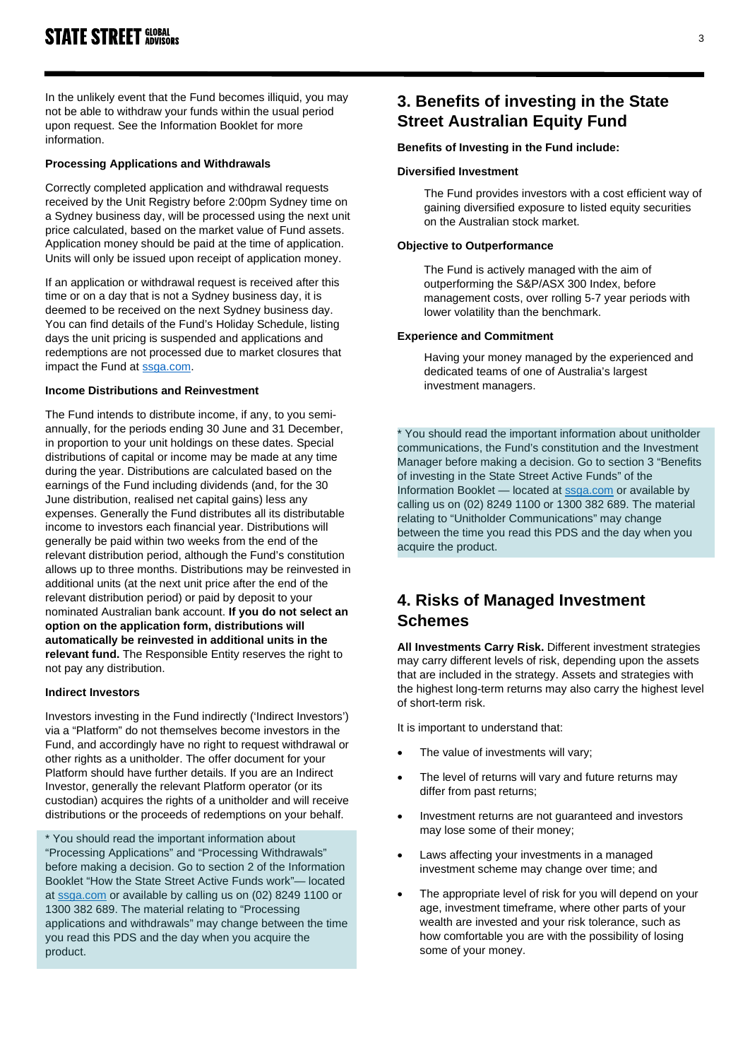In the unlikely event that the Fund becomes illiquid, you may not be able to withdraw your funds within the usual period upon request. See the Information Booklet for more information.

**Processing Applications and Withdrawals**

Correctly completed application and withdrawal requests received by the Unit Registry before 2:00pm Sydney time on a Sydney business day, will be processed using the next unit price calculated, based on the market value of Fund assets. Application money should be paid at the time of application. Units will only be issued upon receipt of application money.

If an application or withdrawal request is received after this time or on a day that is not a Sydney business day, it is deemed to be received on the next Sydney business day. You can find details of the Fund's Holiday Schedule, listing days the unit pricing is suspended and applications and redemptions are not processed due to market closures that impact the Fund at ssga.com.

**Income Distributions and Reinvestment**

The Fund intends to distribute income, if any, to you semi-annually, for the periods ending 30 June and 31 December, in proportion to your unit holdings on these dates. Special distributions of capital or income may be made at any time during the year. Distributions are calculated based on the earnings of the Fund including dividends (and, for the 30 June distribution, realised net capital gains) less any expenses. Generally the Fund distributes all its distributable income to investors each financial year. Distributions will generally be paid within two weeks from the end of the relevant distribution period, although the Fund's constitution allows up to three months. Distributions may be reinvested in additional units (at the next unit price after the end of the relevant distribution period) or paid by deposit to your nominated Australian bank account. **If you do not select an option on the application form, distributions will automatically be reinvested in additional units in the relevant fund.** The Responsible Entity reserves the right to not pay any distribution.

**Indirect Investors**

Investors investing in the Fund indirectly ('Indirect Investors') via a "Platform" do not themselves become investors in the Fund, and accordingly have no right to request withdrawal or other rights as a unitholder. The offer document for your Platform should have further details. If you are an Indirect Investor, generally the relevant Platform operator (or its custodian) acquires the rights of a unitholder and will receive distributions or the proceeds of redemptions on your behalf.

* You should read the important information about "Processing Applications" and "Processing Withdrawals" before making a decision. Go to section 2 of the Information Booklet "How the State Street Active Funds work"— located at ssga.com or available by calling us on (02) 8249 1100 or 1300 382 689. The material relating to "Processing applications and withdrawals" may change between the time you read this PDS and the day when you acquire the product.

## 3. Benefits of investing in the State Street Australian Equity Fund

**Benefits of Investing in the Fund include:**

**Diversified Investment**

The Fund provides investors with a cost efficient way of gaining diversified exposure to listed equity securities on the Australian stock market.

**Objective to Outperformance**

The Fund is actively managed with the aim of outperforming the S&P/ASX 300 Index, before management costs, over rolling 5-7 year periods with lower volatility than the benchmark.

**Experience and Commitment**

Having your money managed by the experienced and dedicated teams of one of Australia's largest investment managers.

* You should read the important information about unitholder communications, the Fund's constitution and the Investment Manager before making a decision. Go to section 3 "Benefits of investing in the State Street Active Funds" of the Information Booklet — located at ssga.com or available by calling us on (02) 8249 1100 or 1300 382 689. The material relating to "Unitholder Communications" may change between the time you read this PDS and the day when you acquire the product.

## 4. Risks of Managed Investment Schemes

**All Investments Carry Risk.** Different investment strategies may carry different levels of risk, depending upon the assets that are included in the strategy. Assets and strategies with the highest long-term returns may also carry the highest level of short-term risk.

It is important to understand that:

- The value of investments will vary;
- The level of returns will vary and future returns may differ from past returns;
- Investment returns are not guaranteed and investors may lose some of their money;
- Laws affecting your investments in a managed investment scheme may change over time; and
- The appropriate level of risk for you will depend on your age, investment timeframe, where other parts of your wealth are invested and your risk tolerance, such as how comfortable you are with the possibility of losing some of your money.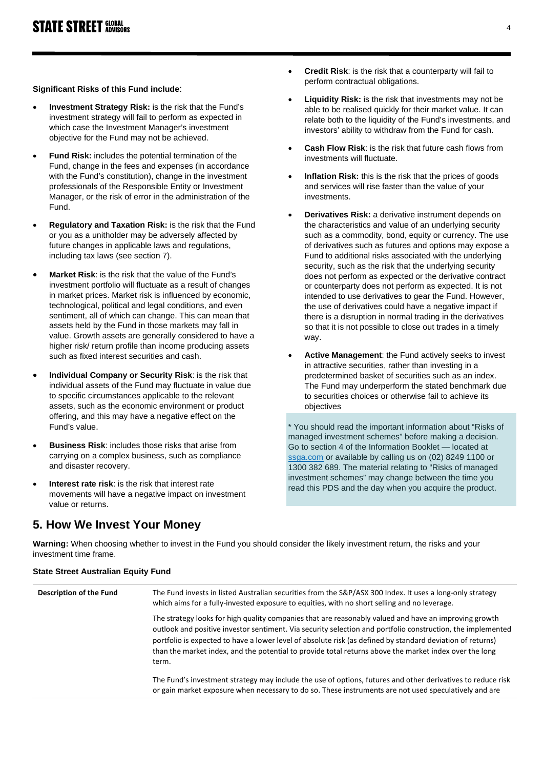**Significant Risks of this Fund include**:

- **Investment Strategy Risk:** is the risk that the Fund's investment strategy will fail to perform as expected in which case the Investment Manager's investment objective for the Fund may not be achieved.
- **Fund Risk:** includes the potential termination of the Fund, change in the fees and expenses (in accordance with the Fund's constitution), change in the investment professionals of the Responsible Entity or Investment Manager, or the risk of error in the administration of the Fund.
- **Regulatory and Taxation Risk:** is the risk that the Fund or you as a unitholder may be adversely affected by future changes in applicable laws and regulations, including tax laws (see section 7).
- **Market Risk**: is the risk that the value of the Fund's investment portfolio will fluctuate as a result of changes in market prices. Market risk is influenced by economic, technological, political and legal conditions, and even sentiment, all of which can change. This can mean that assets held by the Fund in those markets may fall in value. Growth assets are generally considered to have a higher risk/ return profile than income producing assets such as fixed interest securities and cash.
- **Individual Company or Security Risk**: is the risk that individual assets of the Fund may fluctuate in value due to specific circumstances applicable to the relevant assets, such as the economic environment or product offering, and this may have a negative effect on the Fund's value.
- **Business Risk**: includes those risks that arise from carrying on a complex business, such as compliance and disaster recovery.
- **Interest rate risk**: is the risk that interest rate movements will have a negative impact on investment value or returns.
- **Credit Risk**: is the risk that a counterparty will fail to perform contractual obligations.
- **Liquidity Risk:** is the risk that investments may not be able to be realised quickly for their market value. It can relate both to the liquidity of the Fund's investments, and investors' ability to withdraw from the Fund for cash.
- **Cash Flow Risk**: is the risk that future cash flows from investments will fluctuate.
- **Inflation Risk:** this is the risk that the prices of goods and services will rise faster than the value of your investments.
- **Derivatives Risk:** a derivative instrument depends on the characteristics and value of an underlying security such as a commodity, bond, equity or currency. The use of derivatives such as futures and options may expose a Fund to additional risks associated with the underlying security, such as the risk that the underlying security does not perform as expected or the derivative contract or counterparty does not perform as expected. It is not intended to use derivatives to gear the Fund. However, the use of derivatives could have a negative impact if there is a disruption in normal trading in the derivatives so that it is not possible to close out trades in a timely way.
- **Active Management**: the Fund actively seeks to invest in attractive securities, rather than investing in a predetermined basket of securities such as an index. The Fund may underperform the stated benchmark due to securities choices or otherwise fail to achieve its objectives

* You should read the important information about "Risks of managed investment schemes" before making a decision. Go to section 4 of the Information Booklet — located at ssga.com or available by calling us on (02) 8249 1100 or 1300 382 689. The material relating to "Risks of managed investment schemes" may change between the time you read this PDS and the day when you acquire the product.

## 5. How We Invest Your Money

**Warning:** When choosing whether to invest in the Fund you should consider the likely investment return, the risks and your investment time frame.

**State Street Australian Equity Fund**

| | |
|---|---|
| **Description of the Fund** | The Fund invests in listed Australian securities from the S&P/ASX 300 Index. It uses a long-only strategy which aims for a fully-invested exposure to equities, with no short selling and no leverage.<br><br>The strategy looks for high quality companies that are reasonably valued and have an improving growth outlook and positive investor sentiment. Via security selection and portfolio construction, the implemented portfolio is expected to have a lower level of absolute risk (as defined by standard deviation of returns) than the market index, and the potential to provide total returns above the market index over the long term.<br><br>The Fund's investment strategy may include the use of options, futures and other derivatives to reduce risk or gain market exposure when necessary to do so. These instruments are not used speculatively and are |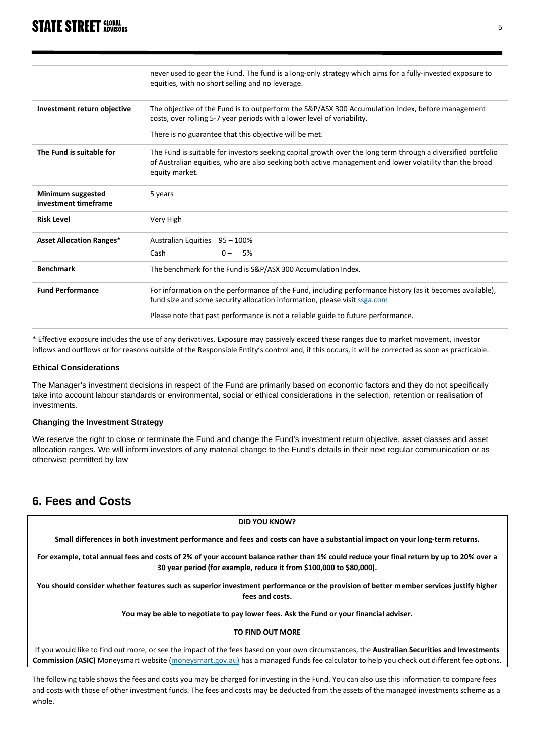| | |
|---|---|
| | never used to gear the Fund. The fund is a long-only strategy which aims for a fully-invested exposure to equities, with no short selling and no leverage. |
| **Investment return objective** | The objective of the Fund is to outperform the S&P/ASX 300 Accumulation Index, before management costs, over rolling 5-7 year periods with a lower level of variability.<br><br>There is no guarantee that this objective will be met. |
| **The Fund is suitable for** | The Fund is suitable for investors seeking capital growth over the long term through a diversified portfolio of Australian equities, who are also seeking both active management and lower volatility than the broad equity market. |
| **Minimum suggested investment timeframe** | 5 years |
| **Risk Level** | Very High |
| **Asset Allocation Ranges*** | Australian Equities 95 – 100%<br>Cash 0 – 5% |
| **Benchmark** | The benchmark for the Fund is S&P/ASX 300 Accumulation Index. |
| **Fund Performance** | For information on the performance of the Fund, including performance history (as it becomes available), fund size and some security allocation information, please visit ssga.com<br><br>Please note that past performance is not a reliable guide to future performance. |

* Effective exposure includes the use of any derivatives. Exposure may passively exceed these ranges due to market movement, investor inflows and outflows or for reasons outside of the Responsible Entity's control and, if this occurs, it will be corrected as soon as practicable.

### Ethical Considerations

The Manager's investment decisions in respect of the Fund are primarily based on economic factors and they do not specifically take into account labour standards or environmental, social or ethical considerations in the selection, retention or realisation of investments.

### Changing the Investment Strategy

We reserve the right to close or terminate the Fund and change the Fund's investment return objective, asset classes and asset allocation ranges. We will inform investors of any material change to the Fund's details in their next regular communication or as otherwise permitted by law

## 6. Fees and Costs

**DID YOU KNOW?**

**Small differences in both investment performance and fees and costs can have a substantial impact on your long-term returns.**

**For example, total annual fees and costs of 2% of your account balance rather than 1% could reduce your final return by up to 20% over a 30 year period (for example, reduce it from $100,000 to $80,000).**

**You should consider whether features such as superior investment performance or the provision of better member services justify higher fees and costs.**

**You may be able to negotiate to pay lower fees. Ask the Fund or your financial adviser.**

**TO FIND OUT MORE**

If you would like to find out more, or see the impact of the fees based on your own circumstances, the **Australian Securities and Investments Commission (ASIC)** Moneysmart website (moneysmart.gov.au) has a managed funds fee calculator to help you check out different fee options.

The following table shows the fees and costs you may be charged for investing in the Fund. You can also use this information to compare fees and costs with those of other investment funds. The fees and costs may be deducted from the assets of the managed investments scheme as a whole.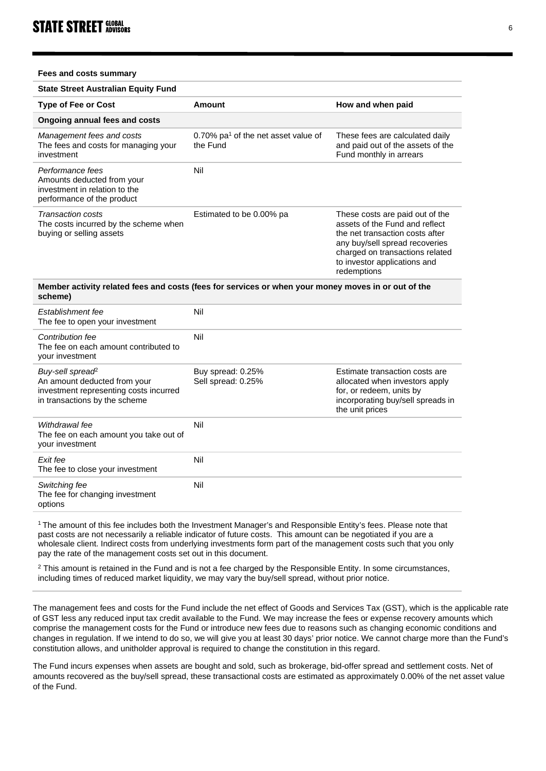**Fees and costs summary**

| State Street Australian Equity Fund | | |
|---|---|---|
| **Type of Fee or Cost** | **Amount** | **How and when paid** |
| **Ongoing annual fees and costs** | | |
| *Management fees and costs*<br>The fees and costs for managing your investment | 0.70% pa[1] of the net asset value of the Fund | These fees are calculated daily and paid out of the assets of the Fund monthly in arrears |
| *Performance fees*<br>Amounts deducted from your investment in relation to the performance of the product | Nil | |
| *Transaction costs*<br>The costs incurred by the scheme when buying or selling assets | Estimated to be 0.00% pa | These costs are paid out of the assets of the Fund and reflect the net transaction costs after any buy/sell spread recoveries charged on transactions related to investor applications and redemptions |
| **Member activity related fees and costs (fees for services or when your money moves in or out of the scheme)** | | |
| *Establishment fee*<br>The fee to open your investment | Nil | |
| *Contribution fee*<br>The fee on each amount contributed to your investment | Nil | |
| *Buy-sell spread*[2]<br>An amount deducted from your investment representing costs incurred in transactions by the scheme | Buy spread: 0.25%<br>Sell spread: 0.25% | Estimate transaction costs are allocated when investors apply for, or redeem, units by incorporating buy/sell spreads in the unit prices |
| *Withdrawal fee*<br>The fee on each amount you take out of your investment | Nil | |
| *Exit fee*<br>The fee to close your investment | Nil | |
| *Switching fee*<br>The fee for changing investment options | Nil | |

[1] The amount of this fee includes both the Investment Manager's and Responsible Entity's fees. Please note that past costs are not necessarily a reliable indicator of future costs. This amount can be negotiated if you are a wholesale client. Indirect costs from underlying investments form part of the management costs such that you only pay the rate of the management costs set out in this document.

[2] This amount is retained in the Fund and is not a fee charged by the Responsible Entity. In some circumstances, including times of reduced market liquidity, we may vary the buy/sell spread, without prior notice.

The management fees and costs for the Fund include the net effect of Goods and Services Tax (GST), which is the applicable rate of GST less any reduced input tax credit available to the Fund. We may increase the fees or expense recovery amounts which comprise the management costs for the Fund or introduce new fees due to reasons such as changing economic conditions and changes in regulation. If we intend to do so, we will give you at least 30 days' prior notice. We cannot charge more than the Fund's constitution allows, and unitholder approval is required to change the constitution in this regard.

The Fund incurs expenses when assets are bought and sold, such as brokerage, bid-offer spread and settlement costs. Net of amounts recovered as the buy/sell spread, these transactional costs are estimated as approximately 0.00% of the net asset value of the Fund.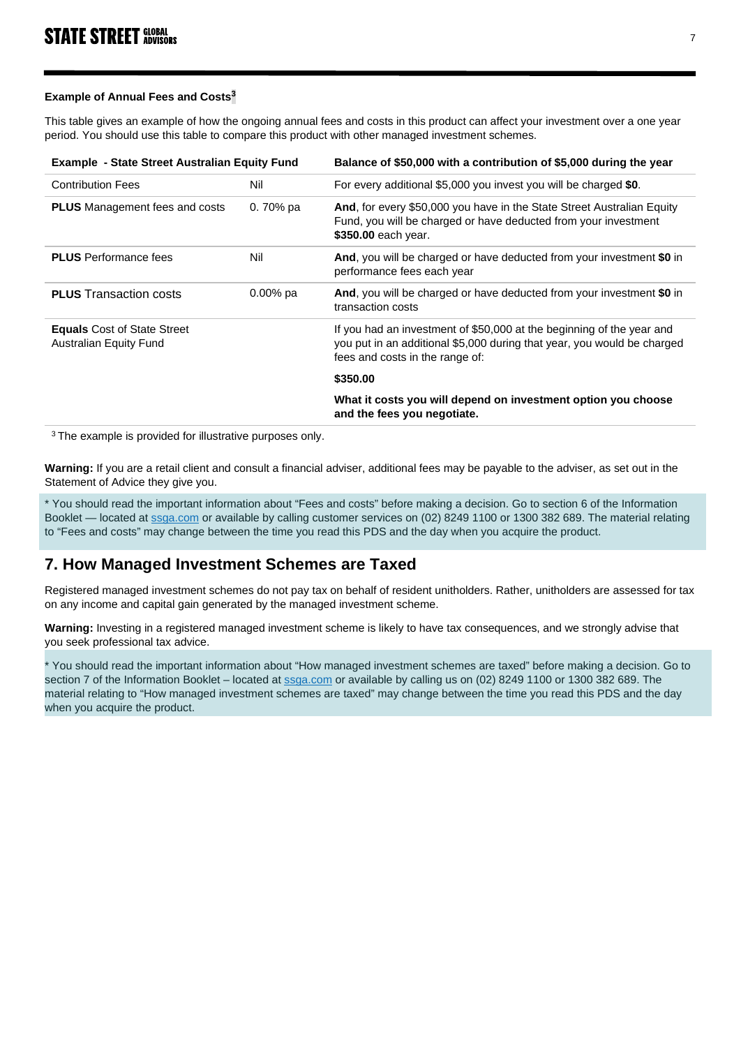**Example of Annual Fees and Costs[3]**

This table gives an example of how the ongoing annual fees and costs in this product can affect your investment over a one year period. You should use this table to compare this product with other managed investment schemes.

| Example - State Street Australian Equity Fund | | Balance of $50,000 with a contribution of $5,000 during the year |
| --- | --- | --- |
| Contribution Fees | Nil | For every additional $5,000 you invest you will be charged **$0**. |
| **PLUS** Management fees and costs | 0. 70% pa | **And**, for every $50,000 you have in the State Street Australian Equity Fund, you will be charged or have deducted from your investment **$350.00** each year. |
| **PLUS** Performance fees | Nil | **And**, you will be charged or have deducted from your investment **$0** in performance fees each year |
| **PLUS** Transaction costs | 0.00% pa | **And**, you will be charged or have deducted from your investment **$0** in transaction costs |
| **Equals** Cost of State Street Australian Equity Fund | | If you had an investment of $50,000 at the beginning of the year and you put in an additional $5,000 during that year, you would be charged fees and costs in the range of:<br><br>**$350.00**<br><br>**What it costs you will depend on investment option you choose and the fees you negotiate.** |

[3] The example is provided for illustrative purposes only.

**Warning:** If you are a retail client and consult a financial adviser, additional fees may be payable to the adviser, as set out in the Statement of Advice they give you.

* You should read the important information about "Fees and costs" before making a decision. Go to section 6 of the Information Booklet — located at ssga.com or available by calling customer services on (02) 8249 1100 or 1300 382 689. The material relating to "Fees and costs" may change between the time you read this PDS and the day when you acquire the product.

## 7. How Managed Investment Schemes are Taxed

Registered managed investment schemes do not pay tax on behalf of resident unitholders. Rather, unitholders are assessed for tax on any income and capital gain generated by the managed investment scheme.

**Warning:** Investing in a registered managed investment scheme is likely to have tax consequences, and we strongly advise that you seek professional tax advice.

* You should read the important information about "How managed investment schemes are taxed" before making a decision. Go to section 7 of the Information Booklet – located at ssga.com or available by calling us on (02) 8249 1100 or 1300 382 689. The material relating to "How managed investment schemes are taxed" may change between the time you read this PDS and the day when you acquire the product.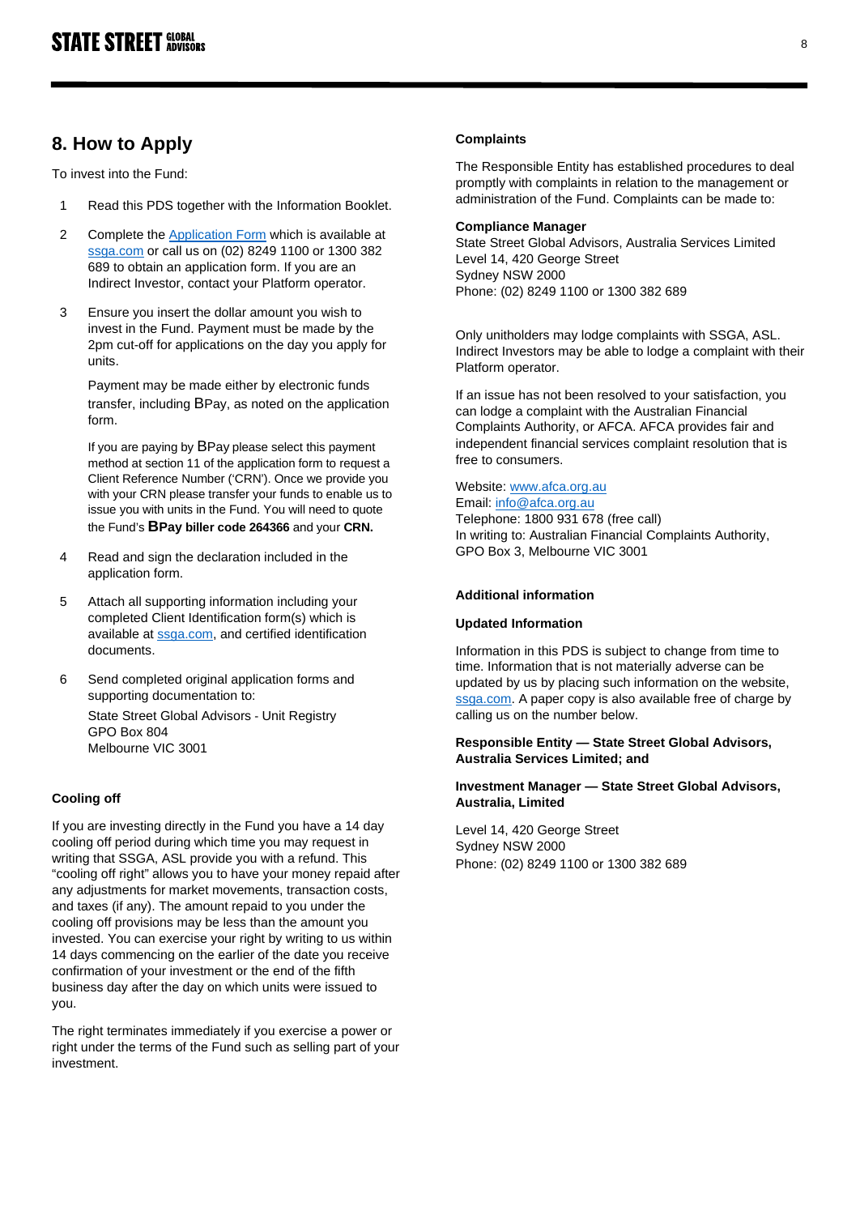## 8. How to Apply

To invest into the Fund:

1. Read this PDS together with the Information Booklet.
2. Complete the Application Form which is available at ssga.com or call us on (02) 8249 1100 or 1300 382 689 to obtain an application form. If you are an Indirect Investor, contact your Platform operator.
3. Ensure you insert the dollar amount you wish to invest in the Fund. Payment must be made by the 2pm cut-off for applications on the day you apply for units.

   Payment may be made either by electronic funds transfer, including BPay, as noted on the application form.

   If you are paying by BPay please select this payment method at section 11 of the application form to request a Client Reference Number ('CRN'). Once we provide you with your CRN please transfer your funds to enable us to issue you with units in the Fund. You will need to quote the Fund's **BPay biller code 264366** and your **CRN.**
4. Read and sign the declaration included in the application form.
5. Attach all supporting information including your completed Client Identification form(s) which is available at ssga.com, and certified identification documents.
6. Send completed original application forms and supporting documentation to:

   State Street Global Advisors - Unit Registry
   GPO Box 804
   Melbourne VIC 3001

### Cooling off

If you are investing directly in the Fund you have a 14 day cooling off period during which time you may request in writing that SSGA, ASL provide you with a refund. This "cooling off right" allows you to have your money repaid after any adjustments for market movements, transaction costs, and taxes (if any). The amount repaid to you under the cooling off provisions may be less than the amount you invested. You can exercise your right by writing to us within 14 days commencing on the earlier of the date you receive confirmation of your investment or the end of the fifth business day after the day on which units were issued to you.

The right terminates immediately if you exercise a power or right under the terms of the Fund such as selling part of your investment.

### Complaints

The Responsible Entity has established procedures to deal promptly with complaints in relation to the management or administration of the Fund. Complaints can be made to:

**Compliance Manager**
State Street Global Advisors, Australia Services Limited
Level 14, 420 George Street
Sydney NSW 2000
Phone: (02) 8249 1100 or 1300 382 689

Only unitholders may lodge complaints with SSGA, ASL. Indirect Investors may be able to lodge a complaint with their Platform operator.

If an issue has not been resolved to your satisfaction, you can lodge a complaint with the Australian Financial Complaints Authority, or AFCA. AFCA provides fair and independent financial services complaint resolution that is free to consumers.

Website: www.afca.org.au
Email: info@afca.org.au
Telephone: 1800 931 678 (free call)
In writing to: Australian Financial Complaints Authority, GPO Box 3, Melbourne VIC 3001

### Additional information

**Updated Information**

Information in this PDS is subject to change from time to time. Information that is not materially adverse can be updated by us by placing such information on the website, ssga.com. A paper copy is also available free of charge by calling us on the number below.

**Responsible Entity — State Street Global Advisors, Australia Services Limited; and**

**Investment Manager — State Street Global Advisors, Australia, Limited**

Level 14, 420 George Street
Sydney NSW 2000
Phone: (02) 8249 1100 or 1300 382 689